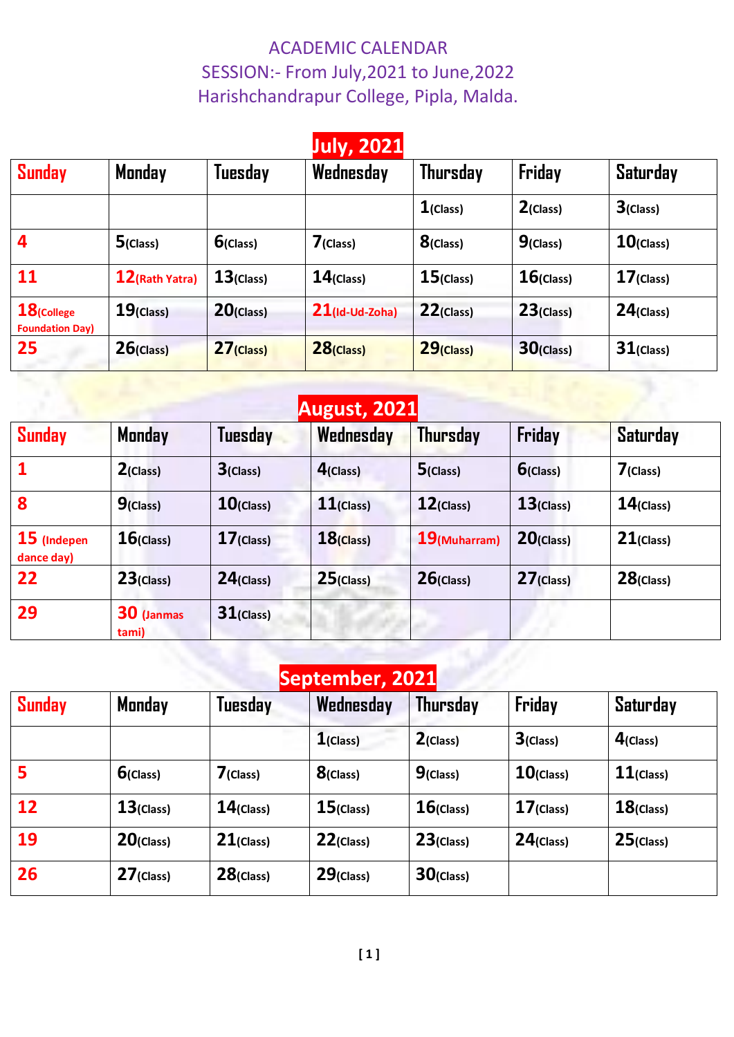# ACADEMIC CALENDAR
## SESSION:- From July,2021 to June,2022
## Harishchandrapur College, Pipla, Malda.

### July, 2021

| Sunday | Monday | Tuesday | Wednesday | Thursday | Friday | Saturday |
|---|---|---|---|---|---|---|
| | | | | 1(Class) | 2(Class) | 3(Class) |
| 4 | 5(Class) | 6(Class) | 7(Class) | 8(Class) | 9(Class) | 10(Class) |
| 11 | 12(Rath Yatra) | 13(Class) | 14(Class) | 15(Class) | 16(Class) | 17(Class) |
| 18(College Foundation Day) | 19(Class) | 20(Class) | 21(Id-Ud-Zoha) | 22(Class) | 23(Class) | 24(Class) |
| 25 | 26(Class) | 27(Class) | 28(Class) | 29(Class) | 30(Class) | 31(Class) |

### August, 2021

| Sunday | Monday | Tuesday | Wednesday | Thursday | Friday | Saturday |
|---|---|---|---|---|---|---|
| 1 | 2(Class) | 3(Class) | 4(Class) | 5(Class) | 6(Class) | 7(Class) |
| 8 | 9(Class) | 10(Class) | 11(Class) | 12(Class) | 13(Class) | 14(Class) |
| 15 (Independance day) | 16(Class) | 17(Class) | 18(Class) | 19(Muharram) | 20(Class) | 21(Class) |
| 22 | 23(Class) | 24(Class) | 25(Class) | 26(Class) | 27(Class) | 28(Class) |
| 29 | 30 (Janmastami) | 31(Class) | | | | |

### September, 2021

| Sunday | Monday | Tuesday | Wednesday | Thursday | Friday | Saturday |
|---|---|---|---|---|---|---|
| | | | 1(Class) | 2(Class) | 3(Class) | 4(Class) |
| 5 | 6(Class) | 7(Class) | 8(Class) | 9(Class) | 10(Class) | 11(Class) |
| 12 | 13(Class) | 14(Class) | 15(Class) | 16(Class) | 17(Class) | 18(Class) |
| 19 | 20(Class) | 21(Class) | 22(Class) | 23(Class) | 24(Class) | 25(Class) |
| 26 | 27(Class) | 28(Class) | 29(Class) | 30(Class) | | |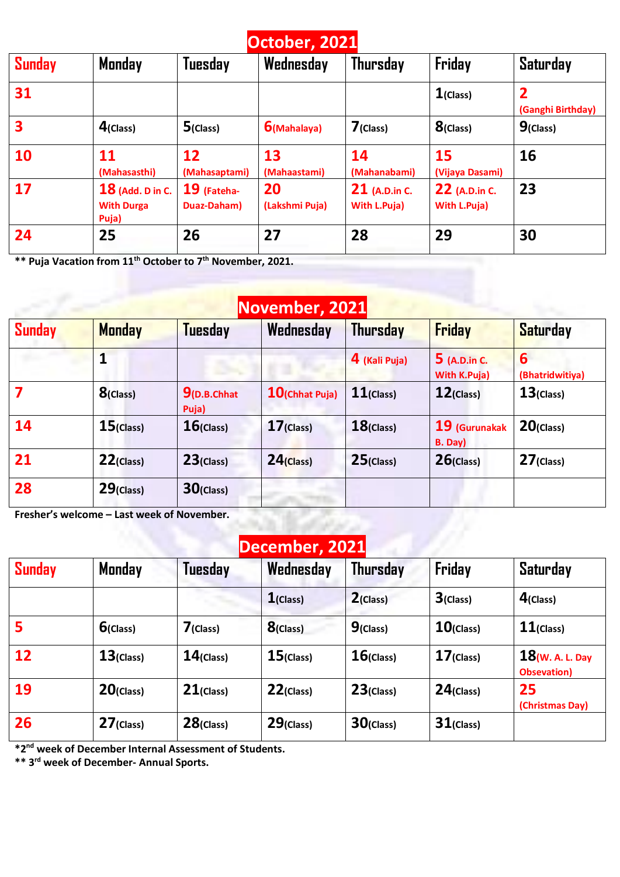## October, 2021

| Sunday | Monday | Tuesday | Wednesday | Thursday | Friday | Saturday |
|---|---|---|---|---|---|---|
| 31 | | | | | 1(Class) | 2 (Ganghi Birthday) |
| 3 | 4(Class) | 5(Class) | 6(Mahalaya) | 7(Class) | 8(Class) | 9(Class) |
| 10 | 11 (Mahasasthi) | 12 (Mahasaptami) | 13 (Mahaastami) | 14 (Mahanabami) | 15 (Vijaya Dasami) | 16 |
| 17 | 18 (Add. D in C. With Durga Puja) | 19 (Fateha-Duaz-Daham) | 20 (Lakshmi Puja) | 21 (A.D.in C. With L.Puja) | 22 (A.D.in C. With L.Puja) | 23 |
| 24 | 25 | 26 | 27 | 28 | 29 | 30 |

**** Puja Vacation from 11th October to 7th November, 2021.**

## November, 2021

| Sunday | Monday | Tuesday | Wednesday | Thursday | Friday | Saturday |
|---|---|---|---|---|---|---|
| | 1 | | | 4 (Kali Puja) | 5 (A.D.in C. With K.Puja) | 6 (Bhatridwitiya) |
| 7 | 8(Class) | 9(D.B.Chhat Puja) | 10(Chhat Puja) | 11(Class) | 12(Class) | 13(Class) |
| 14 | 15(Class) | 16(Class) | 17(Class) | 18(Class) | 19 (Gurunakak B. Day) | 20(Class) |
| 21 | 22(Class) | 23(Class) | 24(Class) | 25(Class) | 26(Class) | 27(Class) |
| 28 | 29(Class) | 30(Class) | | | | |

**Fresher's welcome – Last week of November.**

## December, 2021

| Sunday | Monday | Tuesday | Wednesday | Thursday | Friday | Saturday |
|---|---|---|---|---|---|---|
| | | | 1(Class) | 2(Class) | 3(Class) | 4(Class) |
| 5 | 6(Class) | 7(Class) | 8(Class) | 9(Class) | 10(Class) | 11(Class) |
| 12 | 13(Class) | 14(Class) | 15(Class) | 16(Class) | 17(Class) | 18(W. A. L. Day Obsevation) |
| 19 | 20(Class) | 21(Class) | 22(Class) | 23(Class) | 24(Class) | 25 (Christmas Day) |
| 26 | 27(Class) | 28(Class) | 29(Class) | 30(Class) | 31(Class) | |

***2nd week of December Internal Assessment of Students.**

**** 3rd week of December- Annual Sports.**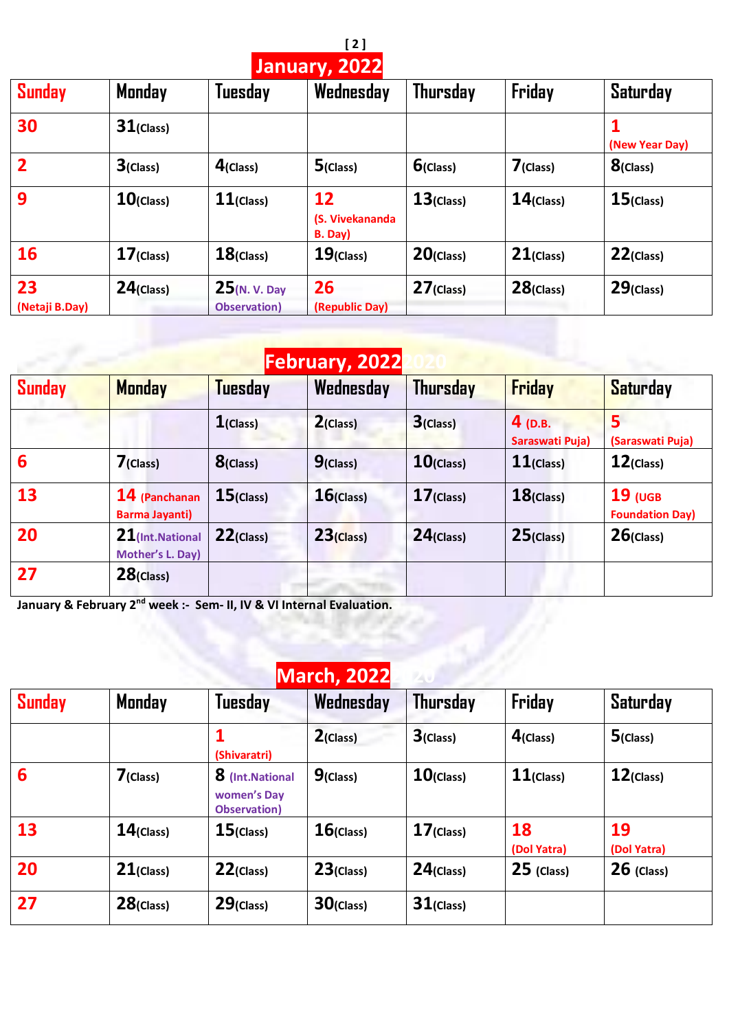## January, 2022

| Sunday | Monday | Tuesday | Wednesday | Thursday | Friday | Saturday |
|---|---|---|---|---|---|---|
| 30 | 31(Class) | | | | | 1 (New Year Day) |
| 2 | 3(Class) | 4(Class) | 5(Class) | 6(Class) | 7(Class) | 8(Class) |
| 9 | 10(Class) | 11(Class) | 12 (S. Vivekananda B. Day) | 13(Class) | 14(Class) | 15(Class) |
| 16 | 17(Class) | 18(Class) | 19(Class) | 20(Class) | 21(Class) | 22(Class) |
| 23 (Netaji B.Day) | 24(Class) | 25(N. V. Day Observation) | 26 (Republic Day) | 27(Class) | 28(Class) | 29(Class) |

## February, 2022

| Sunday | Monday | Tuesday | Wednesday | Thursday | Friday | Saturday |
|---|---|---|---|---|---|---|
| | | 1(Class) | 2(Class) | 3(Class) | 4 (D.B. Saraswati Puja) | 5 (Saraswati Puja) |
| 6 | 7(Class) | 8(Class) | 9(Class) | 10(Class) | 11(Class) | 12(Class) |
| 13 | 14 (Panchanan Barma Jayanti) | 15(Class) | 16(Class) | 17(Class) | 18(Class) | 19 (UGB Foundation Day) |
| 20 | 21(Int.National Mother's L. Day) | 22(Class) | 23(Class) | 24(Class) | 25(Class) | 26(Class) |
| 27 | 28(Class) | | | | | |

**January & February 2nd week :- Sem- II, IV & VI Internal Evaluation.**

## March, 2022

| Sunday | Monday | Tuesday | Wednesday | Thursday | Friday | Saturday |
|---|---|---|---|---|---|---|
| | | 1 (Shivaratri) | 2(Class) | 3(Class) | 4(Class) | 5(Class) |
| 6 | 7(Class) | 8 (Int.National women's Day Observation) | 9(Class) | 10(Class) | 11(Class) | 12(Class) |
| 13 | 14(Class) | 15(Class) | 16(Class) | 17(Class) | 18 (Dol Yatra) | 19 (Dol Yatra) |
| 20 | 21(Class) | 22(Class) | 23(Class) | 24(Class) | 25 (Class) | 26 (Class) |
| 27 | 28(Class) | 29(Class) | 30(Class) | 31(Class) | | |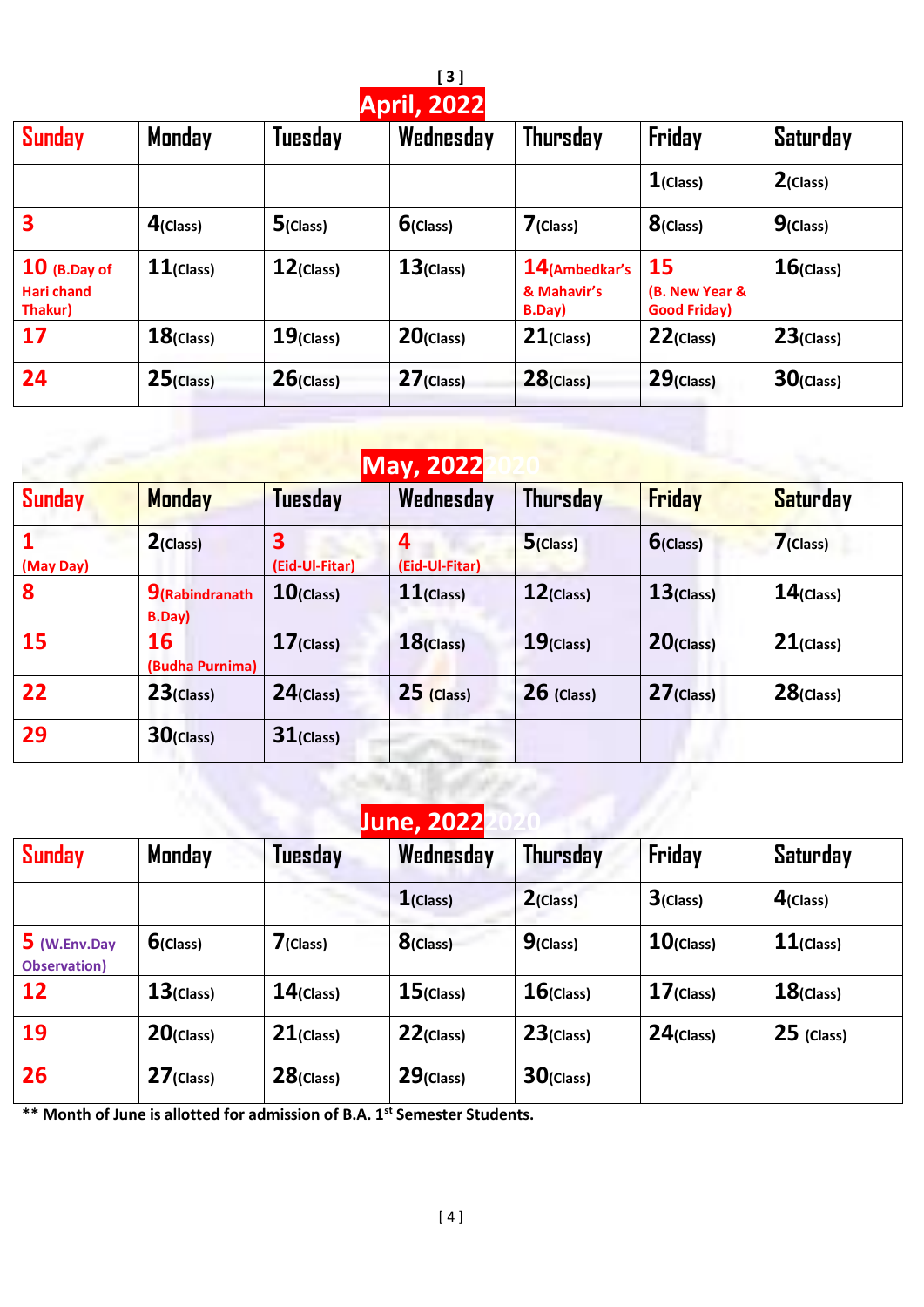## April, 2022

| Sunday | Monday | Tuesday | Wednesday | Thursday | Friday | Saturday |
|---|---|---|---|---|---|---|
| | | | | | 1(Class) | 2(Class) |
| 3 | 4(Class) | 5(Class) | 6(Class) | 7(Class) | 8(Class) | 9(Class) |
| 10 (B.Day of Hari chand Thakur) | 11(Class) | 12(Class) | 13(Class) | 14(Ambedkar's & Mahavir's B.Day) | 15 (B. New Year & Good Friday) | 16(Class) |
| 17 | 18(Class) | 19(Class) | 20(Class) | 21(Class) | 22(Class) | 23(Class) |
| 24 | 25(Class) | 26(Class) | 27(Class) | 28(Class) | 29(Class) | 30(Class) |

## May, 2022

| Sunday | Monday | Tuesday | Wednesday | Thursday | Friday | Saturday |
|---|---|---|---|---|---|---|
| 1 (May Day) | 2(Class) | 3 (Eid-Ul-Fitar) | 4 (Eid-Ul-Fitar) | 5(Class) | 6(Class) | 7(Class) |
| 8 | 9(Rabindranath B.Day) | 10(Class) | 11(Class) | 12(Class) | 13(Class) | 14(Class) |
| 15 | 16 (Budha Purnima) | 17(Class) | 18(Class) | 19(Class) | 20(Class) | 21(Class) |
| 22 | 23(Class) | 24(Class) | 25 (Class) | 26 (Class) | 27(Class) | 28(Class) |
| 29 | 30(Class) | 31(Class) | | | | |

## June, 2022

| Sunday | Monday | Tuesday | Wednesday | Thursday | Friday | Saturday |
|---|---|---|---|---|---|---|
| | | | 1(Class) | 2(Class) | 3(Class) | 4(Class) |
| 5 (W.Env.Day Observation) | 6(Class) | 7(Class) | 8(Class) | 9(Class) | 10(Class) | 11(Class) |
| 12 | 13(Class) | 14(Class) | 15(Class) | 16(Class) | 17(Class) | 18(Class) |
| 19 | 20(Class) | 21(Class) | 22(Class) | 23(Class) | 24(Class) | 25 (Class) |
| 26 | 27(Class) | 28(Class) | 29(Class) | 30(Class) | | |

**** Month of June is allotted for admission of B.A. 1st Semester Students.**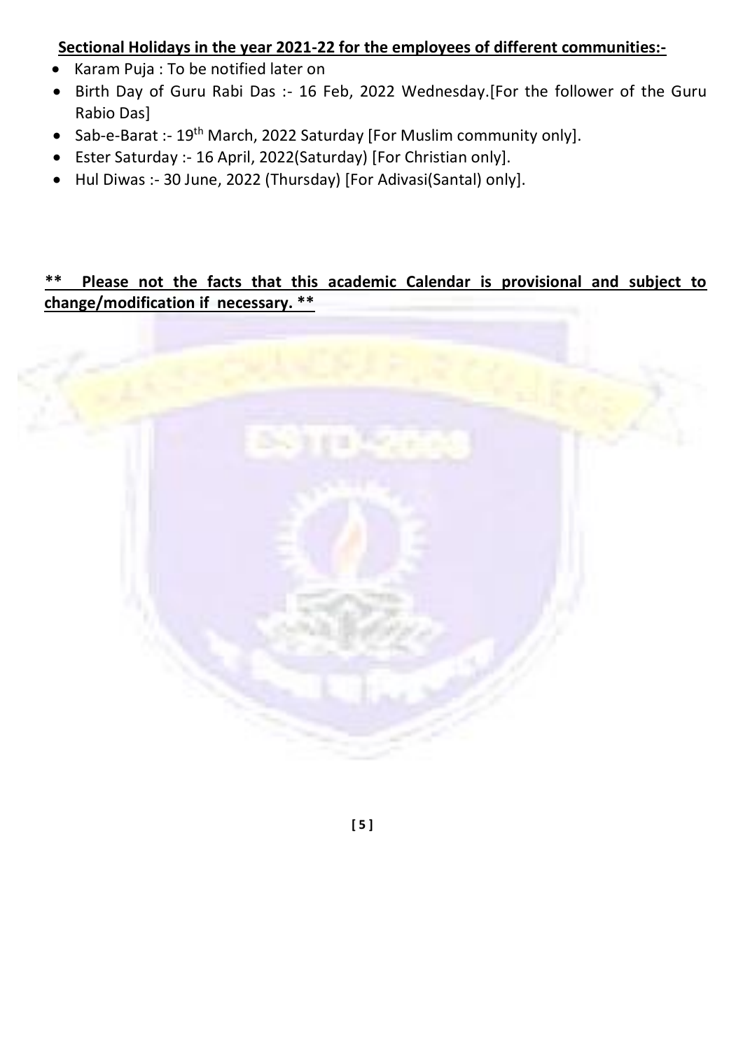**Sectional Holidays in the year 2021-22 for the employees of different communities:-**

- Karam Puja : To be notified later on
- Birth Day of Guru Rabi Das :- 16 Feb, 2022 Wednesday.[For the follower of the Guru Rabio Das]
- Sab-e-Barat :- 19th March, 2022 Saturday [For Muslim community only].
- Ester Saturday :- 16 April, 2022(Saturday) [For Christian only].
- Hul Diwas :- 30 June, 2022 (Thursday) [For Adivasi(Santal) only].

**\*\* Please not the facts that this academic Calendar is provisional and subject to change/modification if necessary. \*\***